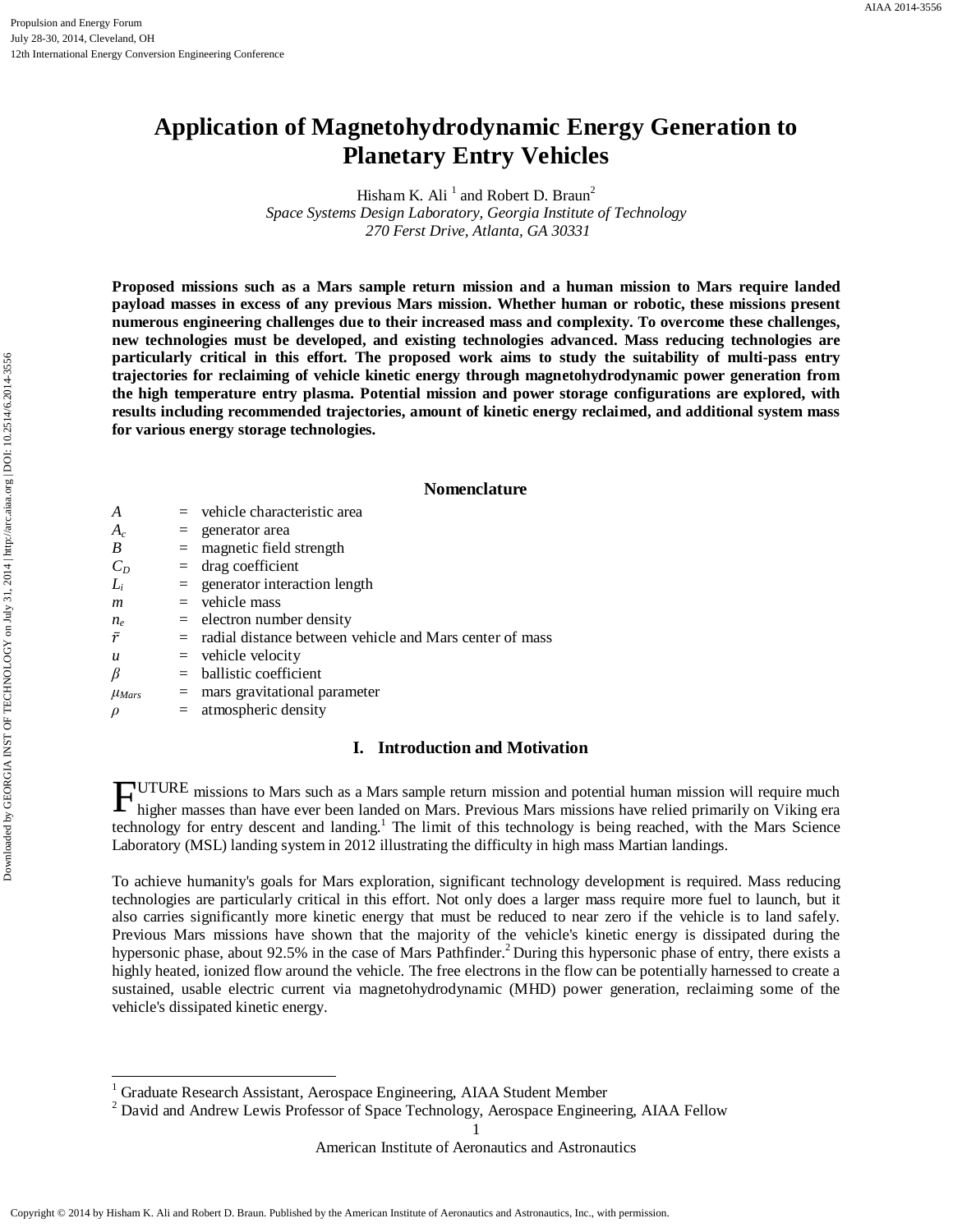# Application of Magnetohydrodynamic Energy Generation to Planetary Entry Vehicles

Hisham K. Ali [1] and Robert D. Braun[2]

*Space Systems Design Laboratory, Georgia Institute of Technology*
*270 Ferst Drive, Atlanta, GA 30331*

**Proposed missions such as a Mars sample return mission and a human mission to Mars require landed payload masses in excess of any previous Mars mission. Whether human or robotic, these missions present numerous engineering challenges due to their increased mass and complexity. To overcome these challenges, new technologies must be developed, and existing technologies advanced. Mass reducing technologies are particularly critical in this effort. The proposed work aims to study the suitability of multi-pass entry trajectories for reclaiming of vehicle kinetic energy through magnetohydrodynamic power generation from the high temperature entry plasma. Potential mission and power storage configurations are explored, with results including recommended trajectories, amount of kinetic energy reclaimed, and additional system mass for various energy storage technologies.**

## Nomenclature

| | | |
|---|---|---|
| $A$ | = | vehicle characteristic area |
| $A_c$ | = | generator area |
| $B$ | = | magnetic field strength |
| $C_D$ | = | drag coefficient |
| $L_i$ | = | generator interaction length |
| $m$ | = | vehicle mass |
| $n_e$ | = | electron number density |
| $\bar{r}$ | = | radial distance between vehicle and Mars center of mass |
| $u$ | = | vehicle velocity |
| $\beta$ | = | ballistic coefficient |
| $\mu_{Mars}$ | = | mars gravitational parameter |
| $\rho$ | = | atmospheric density |

## I. Introduction and Motivation

FUTURE missions to Mars such as a Mars sample return mission and potential human mission will require much higher masses than have ever been landed on Mars. Previous Mars missions have relied primarily on Viking era technology for entry descent and landing.[1] The limit of this technology is being reached, with the Mars Science Laboratory (MSL) landing system in 2012 illustrating the difficulty in high mass Martian landings.

To achieve humanity's goals for Mars exploration, significant technology development is required. Mass reducing technologies are particularly critical in this effort. Not only does a larger mass require more fuel to launch, but it also carries significantly more kinetic energy that must be reduced to near zero if the vehicle is to land safely. Previous Mars missions have shown that the majority of the vehicle's kinetic energy is dissipated during the hypersonic phase, about 92.5% in the case of Mars Pathfinder.[2] During this hypersonic phase of entry, there exists a highly heated, ionized flow around the vehicle. The free electrons in the flow can be potentially harnessed to create a sustained, usable electric current via magnetohydrodynamic (MHD) power generation, reclaiming some of the vehicle's dissipated kinetic energy.

---

[1] Graduate Research Assistant, Aerospace Engineering, AIAA Student Member

[2] David and Andrew Lewis Professor of Space Technology, Aerospace Engineering, AIAA Fellow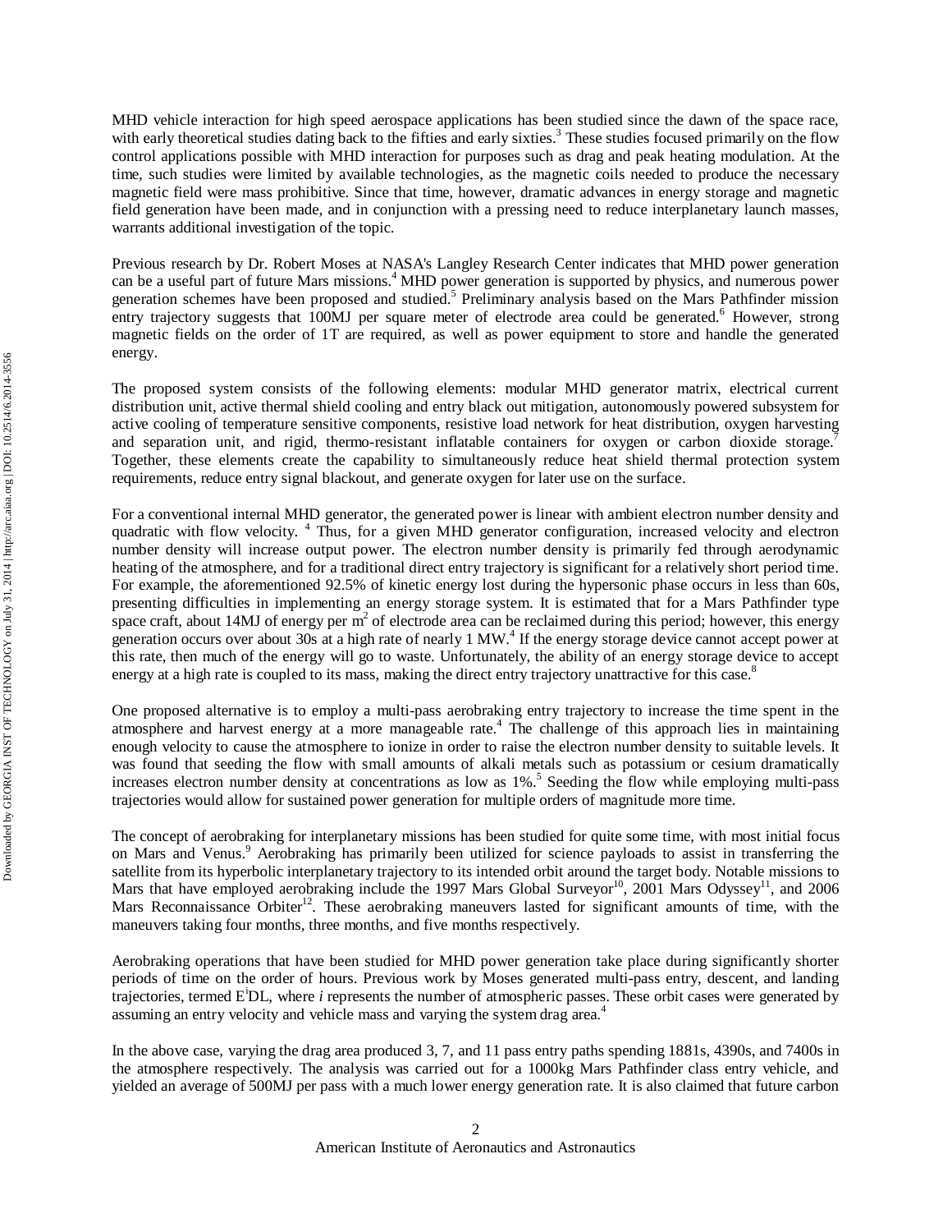MHD vehicle interaction for high speed aerospace applications has been studied since the dawn of the space race, with early theoretical studies dating back to the fifties and early sixties.[3] These studies focused primarily on the flow control applications possible with MHD interaction for purposes such as drag and peak heating modulation. At the time, such studies were limited by available technologies, as the magnetic coils needed to produce the necessary magnetic field were mass prohibitive. Since that time, however, dramatic advances in energy storage and magnetic field generation have been made, and in conjunction with a pressing need to reduce interplanetary launch masses, warrants additional investigation of the topic.

Previous research by Dr. Robert Moses at NASA's Langley Research Center indicates that MHD power generation can be a useful part of future Mars missions.[4] MHD power generation is supported by physics, and numerous power generation schemes have been proposed and studied.[5] Preliminary analysis based on the Mars Pathfinder mission entry trajectory suggests that 100MJ per square meter of electrode area could be generated.[6] However, strong magnetic fields on the order of 1T are required, as well as power equipment to store and handle the generated energy.

The proposed system consists of the following elements: modular MHD generator matrix, electrical current distribution unit, active thermal shield cooling and entry black out mitigation, autonomously powered subsystem for active cooling of temperature sensitive components, resistive load network for heat distribution, oxygen harvesting and separation unit, and rigid, thermo-resistant inflatable containers for oxygen or carbon dioxide storage.[7] Together, these elements create the capability to simultaneously reduce heat shield thermal protection system requirements, reduce entry signal blackout, and generate oxygen for later use on the surface.

For a conventional internal MHD generator, the generated power is linear with ambient electron number density and quadratic with flow velocity. [4] Thus, for a given MHD generator configuration, increased velocity and electron number density will increase output power. The electron number density is primarily fed through aerodynamic heating of the atmosphere, and for a traditional direct entry trajectory is significant for a relatively short period time. For example, the aforementioned 92.5% of kinetic energy lost during the hypersonic phase occurs in less than 60s, presenting difficulties in implementing an energy storage system. It is estimated that for a Mars Pathfinder type space craft, about 14MJ of energy per $m^2$ of electrode area can be reclaimed during this period; however, this energy generation occurs over about 30s at a high rate of nearly 1 MW.[4] If the energy storage device cannot accept power at this rate, then much of the energy will go to waste. Unfortunately, the ability of an energy storage device to accept energy at a high rate is coupled to its mass, making the direct entry trajectory unattractive for this case.[8]

One proposed alternative is to employ a multi-pass aerobraking entry trajectory to increase the time spent in the atmosphere and harvest energy at a more manageable rate.[4] The challenge of this approach lies in maintaining enough velocity to cause the atmosphere to ionize in order to raise the electron number density to suitable levels. It was found that seeding the flow with small amounts of alkali metals such as potassium or cesium dramatically increases electron number density at concentrations as low as 1%.[5] Seeding the flow while employing multi-pass trajectories would allow for sustained power generation for multiple orders of magnitude more time.

The concept of aerobraking for interplanetary missions has been studied for quite some time, with most initial focus on Mars and Venus.[9] Aerobraking has primarily been utilized for science payloads to assist in transferring the satellite from its hyperbolic interplanetary trajectory to its intended orbit around the target body. Notable missions to Mars that have employed aerobraking include the 1997 Mars Global Surveyor[10], 2001 Mars Odyssey[11], and 2006 Mars Reconnaissance Orbiter[12]. These aerobraking maneuvers lasted for significant amounts of time, with the maneuvers taking four months, three months, and five months respectively.

Aerobraking operations that have been studied for MHD power generation take place during significantly shorter periods of time on the order of hours. Previous work by Moses generated multi-pass entry, descent, and landing trajectories, termed $E^iDL$, where *i* represents the number of atmospheric passes. These orbit cases were generated by assuming an entry velocity and vehicle mass and varying the system drag area.[4]

In the above case, varying the drag area produced 3, 7, and 11 pass entry paths spending 1881s, 4390s, and 7400s in the atmosphere respectively. The analysis was carried out for a 1000kg Mars Pathfinder class entry vehicle, and yielded an average of 500MJ per pass with a much lower energy generation rate. It is also claimed that future carbon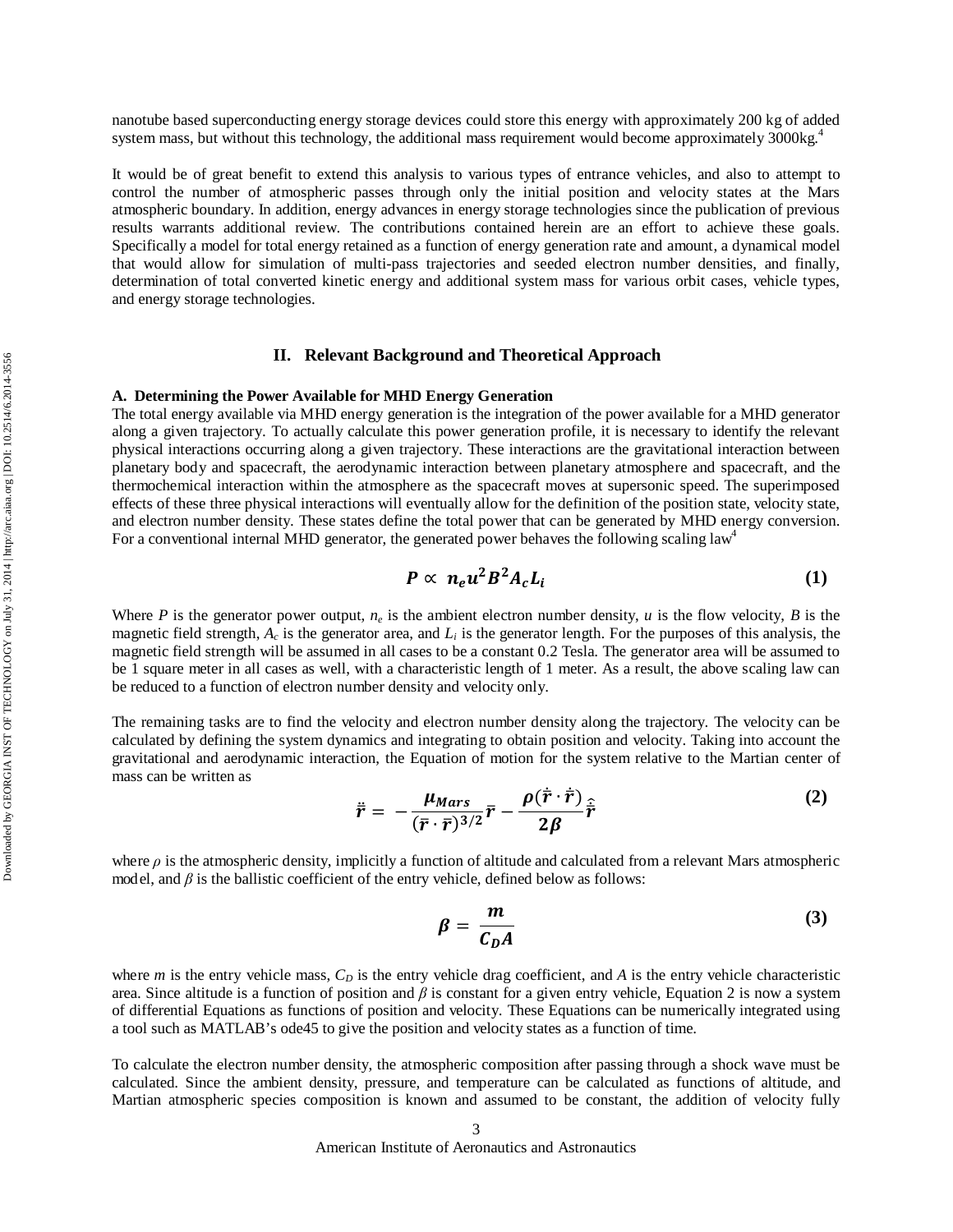nanotube based superconducting energy storage devices could store this energy with approximately 200 kg of added system mass, but without this technology, the additional mass requirement would become approximately 3000kg.[4]

It would be of great benefit to extend this analysis to various types of entrance vehicles, and also to attempt to control the number of atmospheric passes through only the initial position and velocity states at the Mars atmospheric boundary. In addition, energy advances in energy storage technologies since the publication of previous results warrants additional review. The contributions contained herein are an effort to achieve these goals. Specifically a model for total energy retained as a function of energy generation rate and amount, a dynamical model that would allow for simulation of multi-pass trajectories and seeded electron number densities, and finally, determination of total converted kinetic energy and additional system mass for various orbit cases, vehicle types, and energy storage technologies.

## II. Relevant Background and Theoretical Approach

### A. Determining the Power Available for MHD Energy Generation

The total energy available via MHD energy generation is the integration of the power available for a MHD generator along a given trajectory. To actually calculate this power generation profile, it is necessary to identify the relevant physical interactions occurring along a given trajectory. These interactions are the gravitational interaction between planetary body and spacecraft, the aerodynamic interaction between planetary atmosphere and spacecraft, and the thermochemical interaction within the atmosphere as the spacecraft moves at supersonic speed. The superimposed effects of these three physical interactions will eventually allow for the definition of the position state, velocity state, and electron number density. These states define the total power that can be generated by MHD energy conversion. For a conventional internal MHD generator, the generated power behaves the following scaling law[4]

$$P \propto n_e u^2 B^2 A_c L_i \tag{1}$$

Where $P$ is the generator power output, $n_e$ is the ambient electron number density, $u$ is the flow velocity, $B$ is the magnetic field strength, $A_c$ is the generator area, and $L_i$ is the generator length. For the purposes of this analysis, the magnetic field strength will be assumed in all cases to be a constant 0.2 Tesla. The generator area will be assumed to be 1 square meter in all cases as well, with a characteristic length of 1 meter. As a result, the above scaling law can be reduced to a function of electron number density and velocity only.

The remaining tasks are to find the velocity and electron number density along the trajectory. The velocity can be calculated by defining the system dynamics and integrating to obtain position and velocity. Taking into account the gravitational and aerodynamic interaction, the Equation of motion for the system relative to the Martian center of mass can be written as

$$\ddot{\bar{r}} = -\frac{\mu_{Mars}}{(\bar{r}\cdot\bar{r})^{3/2}}\bar{r} - \frac{\rho(\dot{\bar{r}}\cdot\dot{\bar{r}})}{2\beta}\hat{\dot{\bar{r}}} \tag{2}$$

where $\rho$ is the atmospheric density, implicitly a function of altitude and calculated from a relevant Mars atmospheric model, and $\beta$ is the ballistic coefficient of the entry vehicle, defined below as follows:

$$\beta = \frac{m}{C_D A} \tag{3}$$

where $m$ is the entry vehicle mass, $C_D$ is the entry vehicle drag coefficient, and $A$ is the entry vehicle characteristic area. Since altitude is a function of position and $\beta$ is constant for a given entry vehicle, Equation 2 is now a system of differential Equations as functions of position and velocity. These Equations can be numerically integrated using a tool such as MATLAB's ode45 to give the position and velocity states as a function of time.

To calculate the electron number density, the atmospheric composition after passing through a shock wave must be calculated. Since the ambient density, pressure, and temperature can be calculated as functions of altitude, and Martian atmospheric species composition is known and assumed to be constant, the addition of velocity fully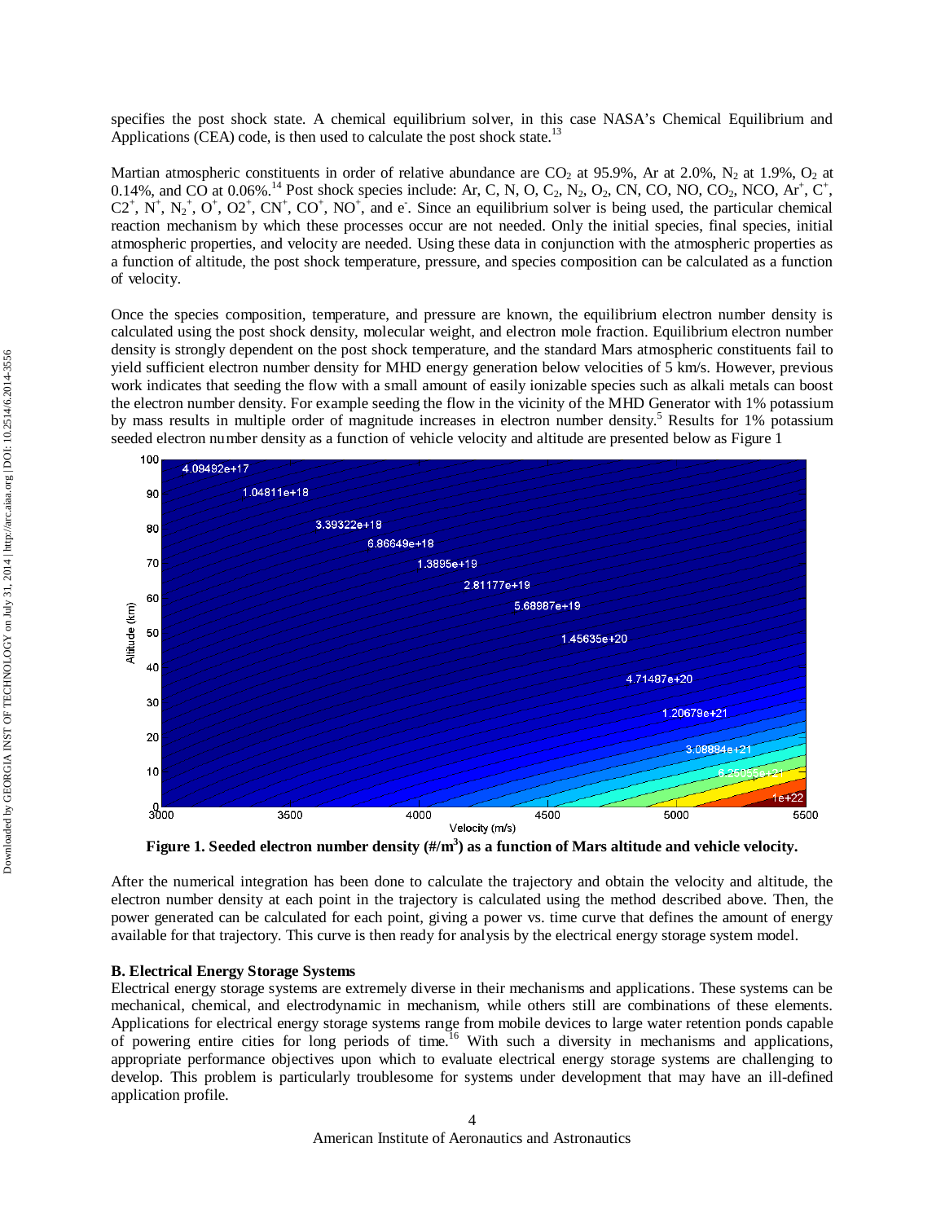specifies the post shock state. A chemical equilibrium solver, in this case NASA's Chemical Equilibrium and Applications (CEA) code, is then used to calculate the post shock state.[13]

Martian atmospheric constituents in order of relative abundance are $CO_2$ at 95.9%, Ar at 2.0%, $N_2$ at 1.9%, $O_2$ at 0.14%, and CO at 0.06%.[14] Post shock species include: Ar, C, N, O, $C_2$, $N_2$, $O_2$, CN, CO, NO, $CO_2$, NCO, $Ar^+$, $C^+$, $C2^+$, $N^+$, $N_2^+$, $O^+$, $O2^+$, $CN^+$, $CO^+$, $NO^+$, and $e^-$. Since an equilibrium solver is being used, the particular chemical reaction mechanism by which these processes occur are not needed. Only the initial species, final species, initial atmospheric properties, and velocity are needed. Using these data in conjunction with the atmospheric properties as a function of altitude, the post shock temperature, pressure, and species composition can be calculated as a function of velocity.

Once the species composition, temperature, and pressure are known, the equilibrium electron number density is calculated using the post shock density, molecular weight, and electron mole fraction. Equilibrium electron number density is strongly dependent on the post shock temperature, and the standard Mars atmospheric constituents fail to yield sufficient electron number density for MHD energy generation below velocities of 5 km/s. However, previous work indicates that seeding the flow with a small amount of easily ionizable species such as alkali metals can boost the electron number density. For example seeding the flow in the vicinity of the MHD Generator with 1% potassium by mass results in multiple order of magnitude increases in electron number density.[5] Results for 1% potassium seeded electron number density as a function of vehicle velocity and altitude are presented below as Figure 1

**Figure 1. Seeded electron number density (#/m$^3$) as a function of Mars altitude and vehicle velocity.**

After the numerical integration has been done to calculate the trajectory and obtain the velocity and altitude, the electron number density at each point in the trajectory is calculated using the method described above. Then, the power generated can be calculated for each point, giving a power vs. time curve that defines the amount of energy available for that trajectory. This curve is then ready for analysis by the electrical energy storage system model.

### B. Electrical Energy Storage Systems

Electrical energy storage systems are extremely diverse in their mechanisms and applications. These systems can be mechanical, chemical, and electrodynamic in mechanism, while others still are combinations of these elements. Applications for electrical energy storage systems range from mobile devices to large water retention ponds capable of powering entire cities for long periods of time.[16] With such a diversity in mechanisms and applications, appropriate performance objectives upon which to evaluate electrical energy storage systems are challenging to develop. This problem is particularly troublesome for systems under development that may have an ill-defined application profile.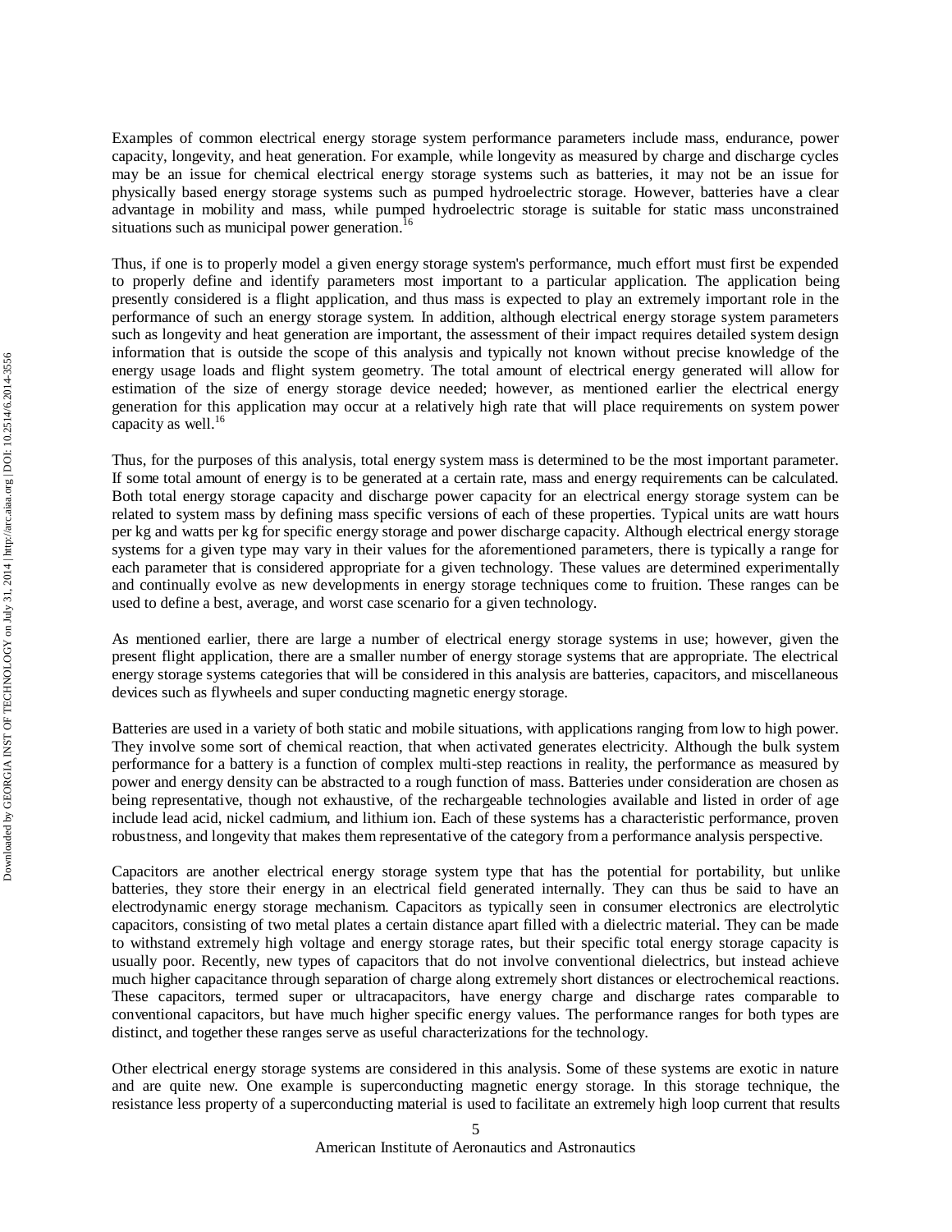Examples of common electrical energy storage system performance parameters include mass, endurance, power capacity, longevity, and heat generation. For example, while longevity as measured by charge and discharge cycles may be an issue for chemical electrical energy storage systems such as batteries, it may not be an issue for physically based energy storage systems such as pumped hydroelectric storage. However, batteries have a clear advantage in mobility and mass, while pumped hydroelectric storage is suitable for static mass unconstrained situations such as municipal power generation.[16]

Thus, if one is to properly model a given energy storage system's performance, much effort must first be expended to properly define and identify parameters most important to a particular application. The application being presently considered is a flight application, and thus mass is expected to play an extremely important role in the performance of such an energy storage system. In addition, although electrical energy storage system parameters such as longevity and heat generation are important, the assessment of their impact requires detailed system design information that is outside the scope of this analysis and typically not known without precise knowledge of the energy usage loads and flight system geometry. The total amount of electrical energy generated will allow for estimation of the size of energy storage device needed; however, as mentioned earlier the electrical energy generation for this application may occur at a relatively high rate that will place requirements on system power capacity as well.[16]

Thus, for the purposes of this analysis, total energy system mass is determined to be the most important parameter. If some total amount of energy is to be generated at a certain rate, mass and energy requirements can be calculated. Both total energy storage capacity and discharge power capacity for an electrical energy storage system can be related to system mass by defining mass specific versions of each of these properties. Typical units are watt hours per kg and watts per kg for specific energy storage and power discharge capacity. Although electrical energy storage systems for a given type may vary in their values for the aforementioned parameters, there is typically a range for each parameter that is considered appropriate for a given technology. These values are determined experimentally and continually evolve as new developments in energy storage techniques come to fruition. These ranges can be used to define a best, average, and worst case scenario for a given technology.

As mentioned earlier, there are large a number of electrical energy storage systems in use; however, given the present flight application, there are a smaller number of energy storage systems that are appropriate. The electrical energy storage systems categories that will be considered in this analysis are batteries, capacitors, and miscellaneous devices such as flywheels and super conducting magnetic energy storage.

Batteries are used in a variety of both static and mobile situations, with applications ranging from low to high power. They involve some sort of chemical reaction, that when activated generates electricity. Although the bulk system performance for a battery is a function of complex multi-step reactions in reality, the performance as measured by power and energy density can be abstracted to a rough function of mass. Batteries under consideration are chosen as being representative, though not exhaustive, of the rechargeable technologies available and listed in order of age include lead acid, nickel cadmium, and lithium ion. Each of these systems has a characteristic performance, proven robustness, and longevity that makes them representative of the category from a performance analysis perspective.

Capacitors are another electrical energy storage system type that has the potential for portability, but unlike batteries, they store their energy in an electrical field generated internally. They can thus be said to have an electrodynamic energy storage mechanism. Capacitors as typically seen in consumer electronics are electrolytic capacitors, consisting of two metal plates a certain distance apart filled with a dielectric material. They can be made to withstand extremely high voltage and energy storage rates, but their specific total energy storage capacity is usually poor. Recently, new types of capacitors that do not involve conventional dielectrics, but instead achieve much higher capacitance through separation of charge along extremely short distances or electrochemical reactions. These capacitors, termed super or ultracapacitors, have energy charge and discharge rates comparable to conventional capacitors, but have much higher specific energy values. The performance ranges for both types are distinct, and together these ranges serve as useful characterizations for the technology.

Other electrical energy storage systems are considered in this analysis. Some of these systems are exotic in nature and are quite new. One example is superconducting magnetic energy storage. In this storage technique, the resistance less property of a superconducting material is used to facilitate an extremely high loop current that results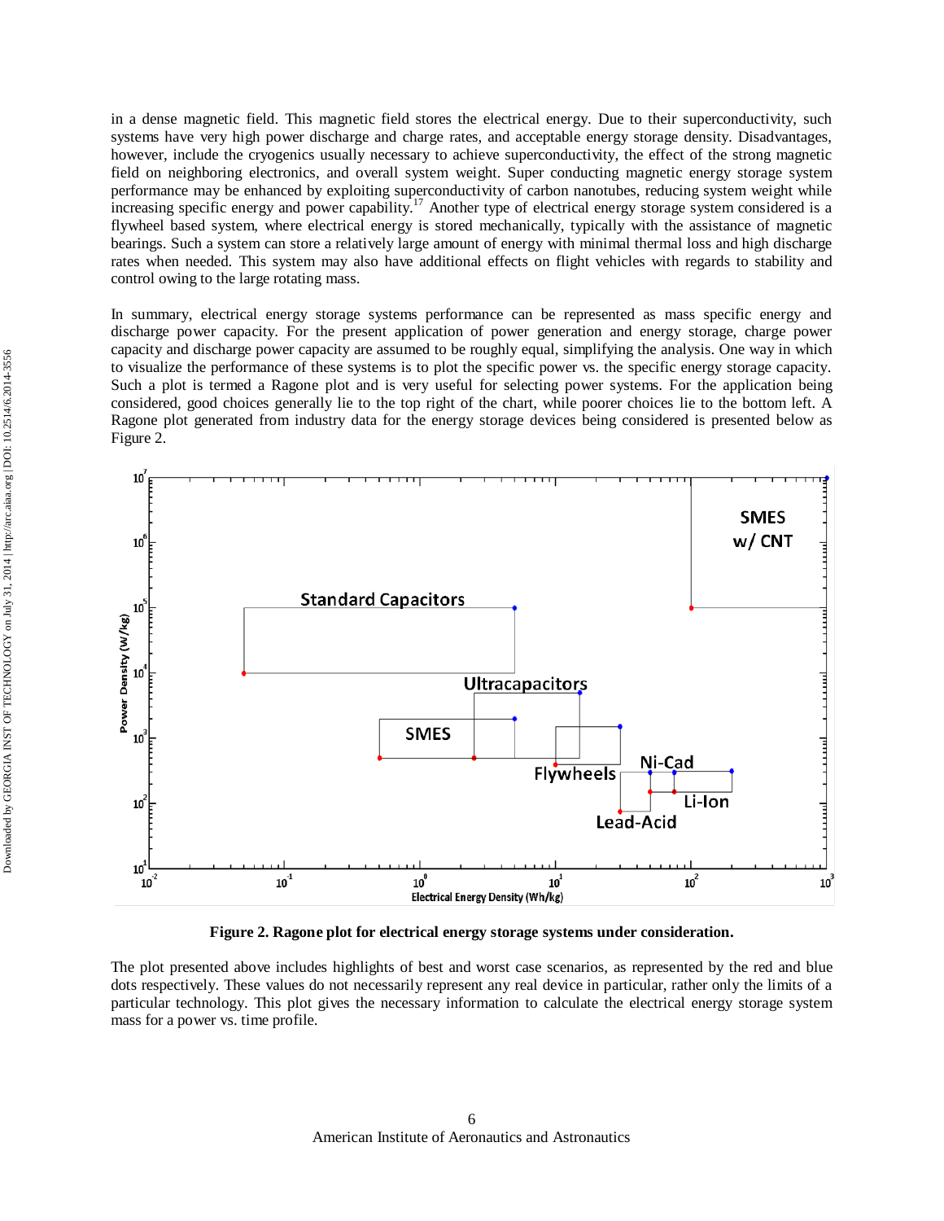in a dense magnetic field. This magnetic field stores the electrical energy. Due to their superconductivity, such systems have very high power discharge and charge rates, and acceptable energy storage density. Disadvantages, however, include the cryogenics usually necessary to achieve superconductivity, the effect of the strong magnetic field on neighboring electronics, and overall system weight. Super conducting magnetic energy storage system performance may be enhanced by exploiting superconductivity of carbon nanotubes, reducing system weight while increasing specific energy and power capability.[17] Another type of electrical energy storage system considered is a flywheel based system, where electrical energy is stored mechanically, typically with the assistance of magnetic bearings. Such a system can store a relatively large amount of energy with minimal thermal loss and high discharge rates when needed. This system may also have additional effects on flight vehicles with regards to stability and control owing to the large rotating mass.

In summary, electrical energy storage systems performance can be represented as mass specific energy and discharge power capacity. For the present application of power generation and energy storage, charge power capacity and discharge power capacity are assumed to be roughly equal, simplifying the analysis. One way in which to visualize the performance of these systems is to plot the specific power vs. the specific energy storage capacity. Such a plot is termed a Ragone plot and is very useful for selecting power systems. For the application being considered, good choices generally lie to the top right of the chart, while poorer choices lie to the bottom left. A Ragone plot generated from industry data for the energy storage devices being considered is presented below as Figure 2.

**Figure 2. Ragone plot for electrical energy storage systems under consideration.**

The plot presented above includes highlights of best and worst case scenarios, as represented by the red and blue dots respectively. These values do not necessarily represent any real device in particular, rather only the limits of a particular technology. This plot gives the necessary information to calculate the electrical energy storage system mass for a power vs. time profile.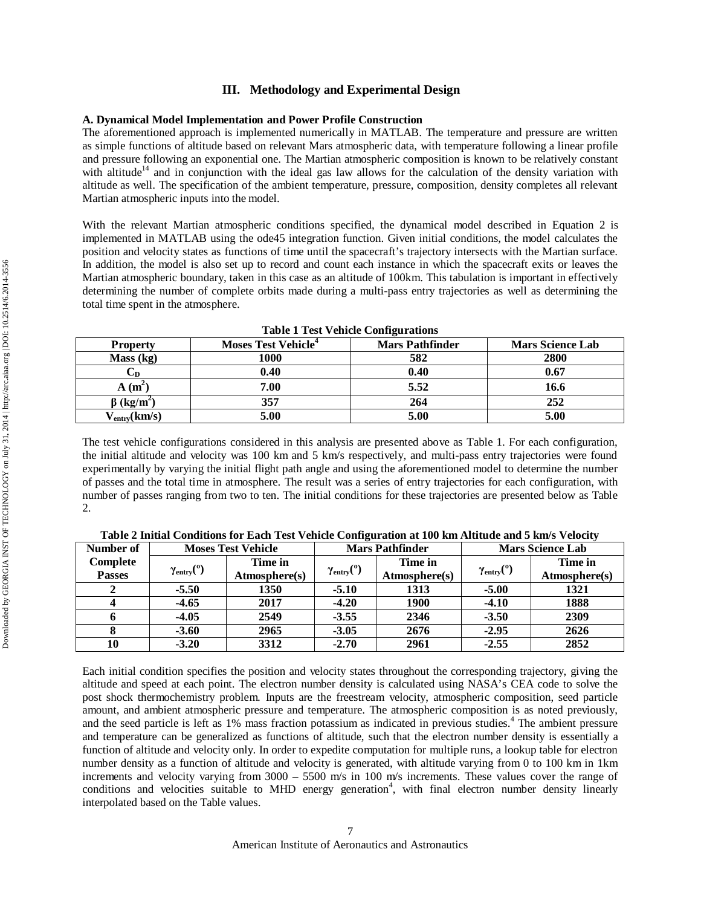## III. Methodology and Experimental Design

### A. Dynamical Model Implementation and Power Profile Construction

The aforementioned approach is implemented numerically in MATLAB. The temperature and pressure are written as simple functions of altitude based on relevant Mars atmospheric data, with temperature following a linear profile and pressure following an exponential one. The Martian atmospheric composition is known to be relatively constant with altitude[14] and in conjunction with the ideal gas law allows for the calculation of the density variation with altitude as well. The specification of the ambient temperature, pressure, composition, density completes all relevant Martian atmospheric inputs into the model.

With the relevant Martian atmospheric conditions specified, the dynamical model described in Equation 2 is implemented in MATLAB using the ode45 integration function. Given initial conditions, the model calculates the position and velocity states as functions of time until the spacecraft's trajectory intersects with the Martian surface. In addition, the model is also set up to record and count each instance in which the spacecraft exits or leaves the Martian atmospheric boundary, taken in this case as an altitude of 100km. This tabulation is important in effectively determining the number of complete orbits made during a multi-pass entry trajectories as well as determining the total time spent in the atmosphere.

**Table 1 Test Vehicle Configurations**

| Property | Moses Test Vehicle[4] | Mars Pathfinder | Mars Science Lab |
|---|---|---|---|
| Mass (kg) | 1000 | 582 | 2800 |
| $C_D$ | 0.40 | 0.40 | 0.67 |
| A ($m^2$) | 7.00 | 5.52 | 16.6 |
| $\beta$ ($kg/m^2$) | 357 | 264 | 252 |
| $V_{entry}$(km/s) | 5.00 | 5.00 | 5.00 |

The test vehicle configurations considered in this analysis are presented above as Table 1. For each configuration, the initial altitude and velocity was 100 km and 5 km/s respectively, and multi-pass entry trajectories were found experimentally by varying the initial flight path angle and using the aforementioned model to determine the number of passes and the total time in atmosphere. The result was a series of entry trajectories for each configuration, with number of passes ranging from two to ten. The initial conditions for these trajectories are presented below as Table 2.

**Table 2 Initial Conditions for Each Test Vehicle Configuration at 100 km Altitude and 5 km/s Velocity**

| Number of Complete Passes | Moses Test Vehicle | | Mars Pathfinder | | Mars Science Lab | |
|---|---|---|---|---|---|---|
| | $\gamma_{entry}$(°) | Time in Atmosphere(s) | $\gamma_{entry}$(°) | Time in Atmosphere(s) | $\gamma_{entry}$(°) | Time in Atmosphere(s) |
| 2 | -5.50 | 1350 | -5.10 | 1313 | -5.00 | 1321 |
| 4 | -4.65 | 2017 | -4.20 | 1900 | -4.10 | 1888 |
| 6 | -4.05 | 2549 | -3.55 | 2346 | -3.50 | 2309 |
| 8 | -3.60 | 2965 | -3.05 | 2676 | -2.95 | 2626 |
| 10 | -3.20 | 3312 | -2.70 | 2961 | -2.55 | 2852 |

Each initial condition specifies the position and velocity states throughout the corresponding trajectory, giving the altitude and speed at each point. The electron number density is calculated using NASA's CEA code to solve the post shock thermochemistry problem. Inputs are the freestream velocity, atmospheric composition, seed particle amount, and ambient atmospheric pressure and temperature. The atmospheric composition is as noted previously, and the seed particle is left as 1% mass fraction potassium as indicated in previous studies.[4] The ambient pressure and temperature can be generalized as functions of altitude, such that the electron number density is essentially a function of altitude and velocity only. In order to expedite computation for multiple runs, a lookup table for electron number density as a function of altitude and velocity is generated, with altitude varying from 0 to 100 km in 1km increments and velocity varying from 3000 – 5500 m/s in 100 m/s increments. These values cover the range of conditions and velocities suitable to MHD energy generation[4], with final electron number density linearly interpolated based on the Table values.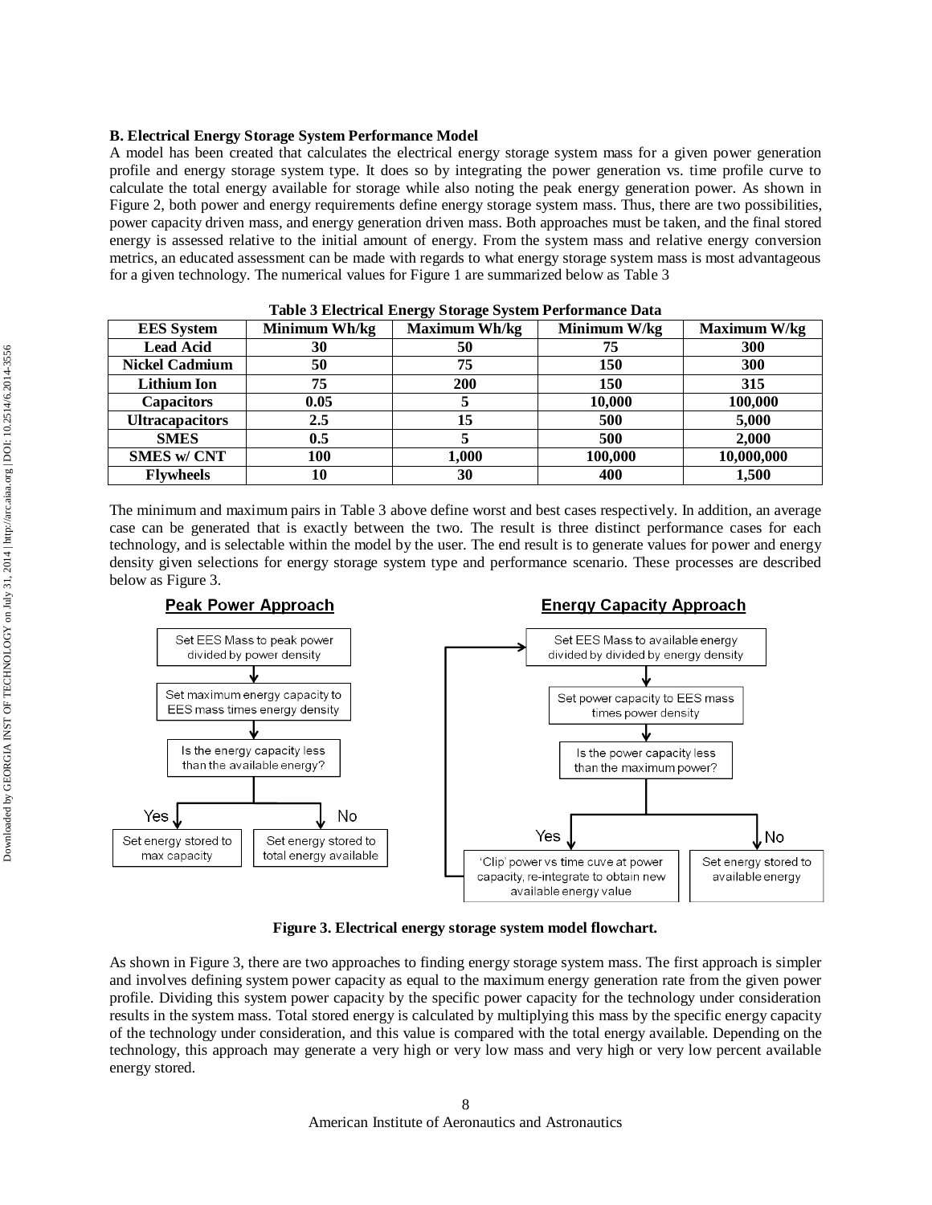### B. Electrical Energy Storage System Performance Model

A model has been created that calculates the electrical energy storage system mass for a given power generation profile and energy storage system type. It does so by integrating the power generation vs. time profile curve to calculate the total energy available for storage while also noting the peak energy generation power. As shown in Figure 2, both power and energy requirements define energy storage system mass. Thus, there are two possibilities, power capacity driven mass, and energy generation driven mass. Both approaches must be taken, and the final stored energy is assessed relative to the initial amount of energy. From the system mass and relative energy conversion metrics, an educated assessment can be made with regards to what energy storage system mass is most advantageous for a given technology. The numerical values for Figure 1 are summarized below as Table 3

**Table 3 Electrical Energy Storage System Performance Data**

| EES System | Minimum Wh/kg | Maximum Wh/kg | Minimum W/kg | Maximum W/kg |
|---|---|---|---|---|
| Lead Acid | 30 | 50 | 75 | 300 |
| Nickel Cadmium | 50 | 75 | 150 | 300 |
| Lithium Ion | 75 | 200 | 150 | 315 |
| Capacitors | 0.05 | 5 | 10,000 | 100,000 |
| Ultracapacitors | 2.5 | 15 | 500 | 5,000 |
| SMES | 0.5 | 5 | 500 | 2,000 |
| SMES w/ CNT | 100 | 1,000 | 100,000 | 10,000,000 |
| Flywheels | 10 | 30 | 400 | 1,500 |

The minimum and maximum pairs in Table 3 above define worst and best cases respectively. In addition, an average case can be generated that is exactly between the two. The result is three distinct performance cases for each technology, and is selectable within the model by the user. The end result is to generate values for power and energy density given selections for energy storage system type and performance scenario. These processes are described below as Figure 3.

**Peak Power Approach**

- Set EES Mass to peak power divided by power density
- Set maximum energy capacity to EES mass times energy density
- Is the energy capacity less than the available energy?
  - Yes: Set energy stored to max capacity
  - No: Set energy stored to total energy available

**Energy Capacity Approach**

- Set EES Mass to available energy divided by divided by energy density
- Set power capacity to EES mass times power density
- Is the power capacity less than the maximum power?
  - Yes: 'Clip' power vs time cuve at power capacity, re-integrate to obtain new available energy value (return to first step)
  - No: Set energy stored to available energy

**Figure 3. Electrical energy storage system model flowchart.**

As shown in Figure 3, there are two approaches to finding energy storage system mass. The first approach is simpler and involves defining system power capacity as equal to the maximum energy generation rate from the given power profile. Dividing this system power capacity by the specific power capacity for the technology under consideration results in the system mass. Total stored energy is calculated by multiplying this mass by the specific energy capacity of the technology under consideration, and this value is compared with the total energy available. Depending on the technology, this approach may generate a very high or very low mass and very high or very low percent available energy stored.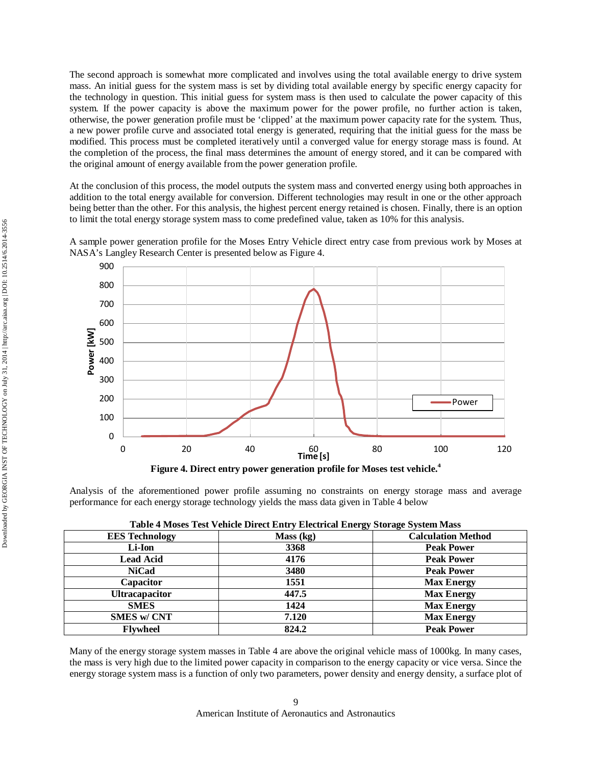The second approach is somewhat more complicated and involves using the total available energy to drive system mass. An initial guess for the system mass is set by dividing total available energy by specific energy capacity for the technology in question. This initial guess for system mass is then used to calculate the power capacity of this system. If the power capacity is above the maximum power for the power profile, no further action is taken, otherwise, the power generation profile must be 'clipped' at the maximum power capacity rate for the system. Thus, a new power profile curve and associated total energy is generated, requiring that the initial guess for the mass be modified. This process must be completed iteratively until a converged value for energy storage mass is found. At the completion of the process, the final mass determines the amount of energy stored, and it can be compared with the original amount of energy available from the power generation profile.

At the conclusion of this process, the model outputs the system mass and converted energy using both approaches in addition to the total energy available for conversion. Different technologies may result in one or the other approach being better than the other. For this analysis, the highest percent energy retained is chosen. Finally, there is an option to limit the total energy storage system mass to come predefined value, taken as 10% for this analysis.

A sample power generation profile for the Moses Entry Vehicle direct entry case from previous work by Moses at NASA's Langley Research Center is presented below as Figure 4.

**Figure 4. Direct entry power generation profile for Moses test vehicle.**[4]

Analysis of the aforementioned power profile assuming no constraints on energy storage mass and average performance for each energy storage technology yields the mass data given in Table 4 below

**Table 4 Moses Test Vehicle Direct Entry Electrical Energy Storage System Mass**

| EES Technology | Mass (kg) | Calculation Method |
|---|---|---|
| Li-Ion | 3368 | Peak Power |
| Lead Acid | 4176 | Peak Power |
| NiCad | 3480 | Peak Power |
| Capacitor | 1551 | Max Energy |
| Ultracapacitor | 447.5 | Max Energy |
| SMES | 1424 | Max Energy |
| SMES w/ CNT | 7.120 | Max Energy |
| Flywheel | 824.2 | Peak Power |

Many of the energy storage system masses in Table 4 are above the original vehicle mass of 1000kg. In many cases, the mass is very high due to the limited power capacity in comparison to the energy capacity or vice versa. Since the energy storage system mass is a function of only two parameters, power density and energy density, a surface plot of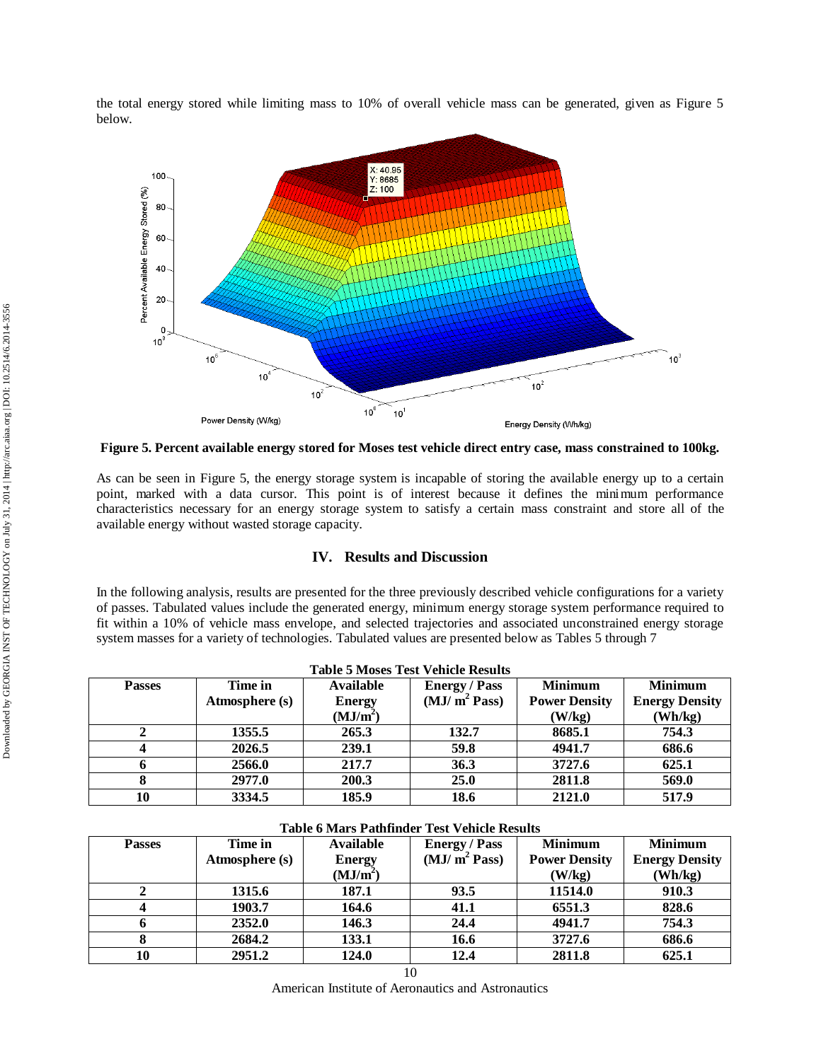the total energy stored while limiting mass to 10% of overall vehicle mass can be generated, given as Figure 5 below.

**Figure 5. Percent available energy stored for Moses test vehicle direct entry case, mass constrained to 100kg.**

As can be seen in Figure 5, the energy storage system is incapable of storing the available energy up to a certain point, marked with a data cursor. This point is of interest because it defines the minimum performance characteristics necessary for an energy storage system to satisfy a certain mass constraint and store all of the available energy without wasted storage capacity.

## IV. Results and Discussion

In the following analysis, results are presented for the three previously described vehicle configurations for a variety of passes. Tabulated values include the generated energy, minimum energy storage system performance required to fit within a 10% of vehicle mass envelope, and selected trajectories and associated unconstrained energy storage system masses for a variety of technologies. Tabulated values are presented below as Tables 5 through 7

**Table 5 Moses Test Vehicle Results**

| Passes | Time in Atmosphere (s) | Available Energy ($MJ/m^2$) | Energy / Pass ($MJ/m^2$ Pass) | Minimum Power Density (W/kg) | Minimum Energy Density (Wh/kg) |
|---|---|---|---|---|---|
| 2 | 1355.5 | 265.3 | 132.7 | 8685.1 | 754.3 |
| 4 | 2026.5 | 239.1 | 59.8 | 4941.7 | 686.6 |
| 6 | 2566.0 | 217.7 | 36.3 | 3727.6 | 625.1 |
| 8 | 2977.0 | 200.3 | 25.0 | 2811.8 | 569.0 |
| 10 | 3334.5 | 185.9 | 18.6 | 2121.0 | 517.9 |

**Table 6 Mars Pathfinder Test Vehicle Results**

| Passes | Time in Atmosphere (s) | Available Energy ($MJ/m^2$) | Energy / Pass ($MJ/m^2$ Pass) | Minimum Power Density (W/kg) | Minimum Energy Density (Wh/kg) |
|---|---|---|---|---|---|
| 2 | 1315.6 | 187.1 | 93.5 | 11514.0 | 910.3 |
| 4 | 1903.7 | 164.6 | 41.1 | 6551.3 | 828.6 |
| 6 | 2352.0 | 146.3 | 24.4 | 4941.7 | 754.3 |
| 8 | 2684.2 | 133.1 | 16.6 | 3727.6 | 686.6 |
| 10 | 2951.2 | 124.0 | 12.4 | 2811.8 | 625.1 |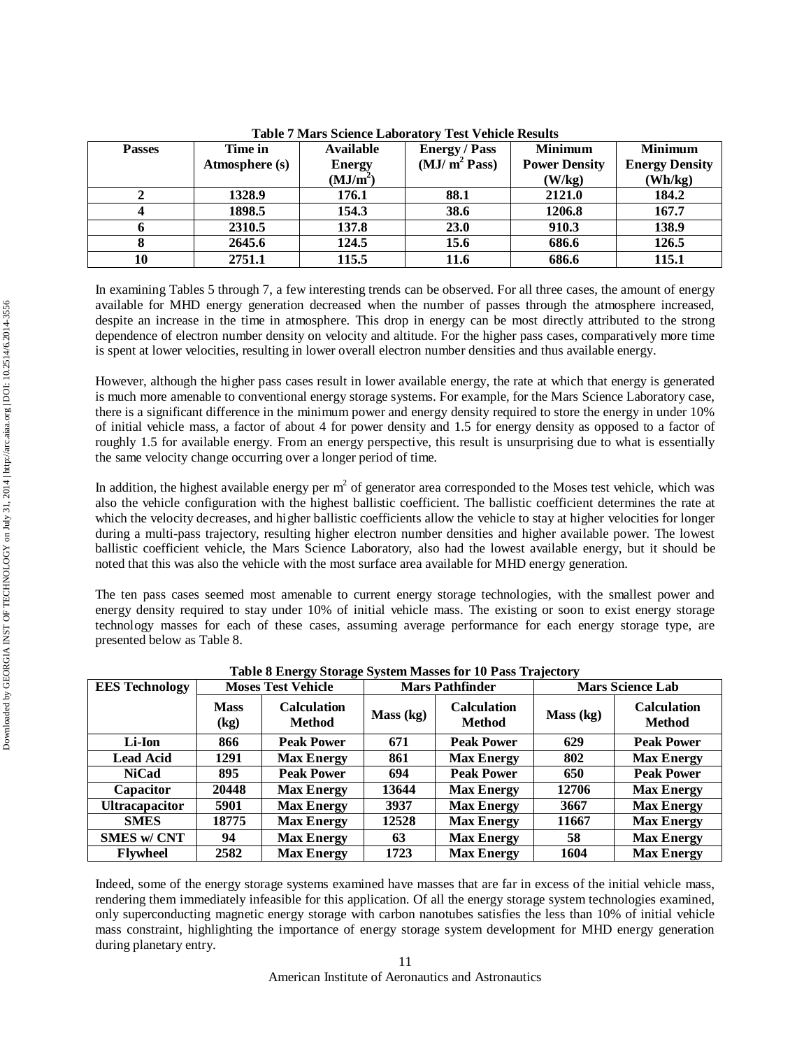**Table 7 Mars Science Laboratory Test Vehicle Results**

| Passes | Time in Atmosphere (s) | Available Energy (MJ/m$^2$) | Energy / Pass (MJ/ m$^2$ Pass) | Minimum Power Density (W/kg) | Minimum Energy Density (Wh/kg) |
|---|---|---|---|---|---|
| 2 | 1328.9 | 176.1 | 88.1 | 2121.0 | 184.2 |
| 4 | 1898.5 | 154.3 | 38.6 | 1206.8 | 167.7 |
| 6 | 2310.5 | 137.8 | 23.0 | 910.3 | 138.9 |
| 8 | 2645.6 | 124.5 | 15.6 | 686.6 | 126.5 |
| 10 | 2751.1 | 115.5 | 11.6 | 686.6 | 115.1 |

In examining Tables 5 through 7, a few interesting trends can be observed. For all three cases, the amount of energy available for MHD energy generation decreased when the number of passes through the atmosphere increased, despite an increase in the time in atmosphere. This drop in energy can be most directly attributed to the strong dependence of electron number density on velocity and altitude. For the higher pass cases, comparatively more time is spent at lower velocities, resulting in lower overall electron number densities and thus available energy.

However, although the higher pass cases result in lower available energy, the rate at which that energy is generated is much more amenable to conventional energy storage systems. For example, for the Mars Science Laboratory case, there is a significant difference in the minimum power and energy density required to store the energy in under 10% of initial vehicle mass, a factor of about 4 for power density and 1.5 for energy density as opposed to a factor of roughly 1.5 for available energy. From an energy perspective, this result is unsurprising due to what is essentially the same velocity change occurring over a longer period of time.

In addition, the highest available energy per m$^2$ of generator area corresponded to the Moses test vehicle, which was also the vehicle configuration with the highest ballistic coefficient. The ballistic coefficient determines the rate at which the velocity decreases, and higher ballistic coefficients allow the vehicle to stay at higher velocities for longer during a multi-pass trajectory, resulting higher electron number densities and higher available power. The lowest ballistic coefficient vehicle, the Mars Science Laboratory, also had the lowest available energy, but it should be noted that this was also the vehicle with the most surface area available for MHD energy generation.

The ten pass cases seemed most amenable to current energy storage technologies, with the smallest power and energy density required to stay under 10% of initial vehicle mass. The existing or soon to exist energy storage technology masses for each of these cases, assuming average performance for each energy storage type, are presented below as Table 8.

**Table 8 Energy Storage System Masses for 10 Pass Trajectory**

| EES Technology | Moses Test Vehicle | | Mars Pathfinder | | Mars Science Lab | |
|---|---|---|---|---|---|---|
| | Mass (kg) | Calculation Method | Mass (kg) | Calculation Method | Mass (kg) | Calculation Method |
| Li-Ion | 866 | Peak Power | 671 | Peak Power | 629 | Peak Power |
| Lead Acid | 1291 | Max Energy | 861 | Max Energy | 802 | Max Energy |
| NiCad | 895 | Peak Power | 694 | Peak Power | 650 | Peak Power |
| Capacitor | 20448 | Max Energy | 13644 | Max Energy | 12706 | Max Energy |
| Ultracapacitor | 5901 | Max Energy | 3937 | Max Energy | 3667 | Max Energy |
| SMES | 18775 | Max Energy | 12528 | Max Energy | 11667 | Max Energy |
| SMES w/ CNT | 94 | Max Energy | 63 | Max Energy | 58 | Max Energy |
| Flywheel | 2582 | Max Energy | 1723 | Max Energy | 1604 | Max Energy |

Indeed, some of the energy storage systems examined have masses that are far in excess of the initial vehicle mass, rendering them immediately infeasible for this application. Of all the energy storage system technologies examined, only superconducting magnetic energy storage with carbon nanotubes satisfies the less than 10% of initial vehicle mass constraint, highlighting the importance of energy storage system development for MHD energy generation during planetary entry.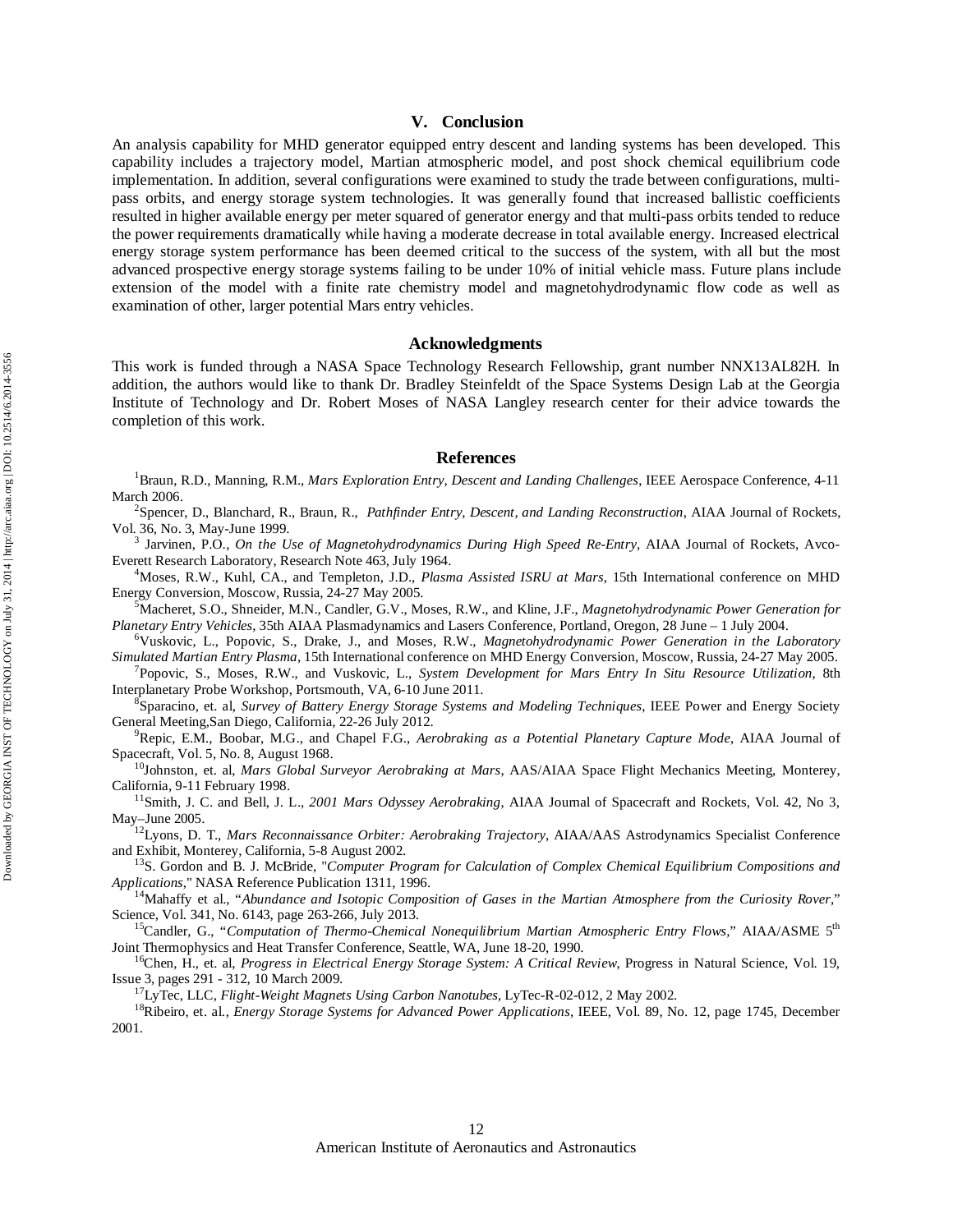## V. Conclusion

An analysis capability for MHD generator equipped entry descent and landing systems has been developed. This capability includes a trajectory model, Martian atmospheric model, and post shock chemical equilibrium code implementation. In addition, several configurations were examined to study the trade between configurations, multi-pass orbits, and energy storage system technologies. It was generally found that increased ballistic coefficients resulted in higher available energy per meter squared of generator energy and that multi-pass orbits tended to reduce the power requirements dramatically while having a moderate decrease in total available energy. Increased electrical energy storage system performance has been deemed critical to the success of the system, with all but the most advanced prospective energy storage systems failing to be under 10% of initial vehicle mass. Future plans include extension of the model with a finite rate chemistry model and magnetohydrodynamic flow code as well as examination of other, larger potential Mars entry vehicles.

## Acknowledgments

This work is funded through a NASA Space Technology Research Fellowship, grant number NNX13AL82H. In addition, the authors would like to thank Dr. Bradley Steinfeldt of the Space Systems Design Lab at the Georgia Institute of Technology and Dr. Robert Moses of NASA Langley research center for their advice towards the completion of this work.

## References

[1]Braun, R.D., Manning, R.M., *Mars Exploration Entry, Descent and Landing Challenges*, IEEE Aerospace Conference, 4-11 March 2006.

[2]Spencer, D., Blanchard, R., Braun, R., *Pathfinder Entry, Descent, and Landing Reconstruction*, AIAA Journal of Rockets, Vol. 36, No. 3, May-June 1999.

[3] Jarvinen, P.O., *On the Use of Magnetohydrodynamics During High Speed Re-Entry*, AIAA Journal of Rockets, Avco-Everett Research Laboratory, Research Note 463, July 1964.

[4]Moses, R.W., Kuhl, CA., and Templeton, J.D., *Plasma Assisted ISRU at Mars*, 15th International conference on MHD Energy Conversion, Moscow, Russia, 24-27 May 2005.

[5]Macheret, S.O., Shneider, M.N., Candler, G.V., Moses, R.W., and Kline, J.F., *Magnetohydrodynamic Power Generation for Planetary Entry Vehicles*, 35th AIAA Plasmadynamics and Lasers Conference, Portland, Oregon, 28 June – 1 July 2004.

[6]Vuskovic, L., Popovic, S., Drake, J., and Moses, R.W., *Magnetohydrodynamic Power Generation in the Laboratory Simulated Martian Entry Plasma*, 15th International conference on MHD Energy Conversion, Moscow, Russia, 24-27 May 2005.

[7]Popovic, S., Moses, R.W., and Vuskovic, L., *System Development for Mars Entry In Situ Resource Utilization*, 8th Interplanetary Probe Workshop, Portsmouth, VA, 6-10 June 2011.

[8]Sparacino, et. al, *Survey of Battery Energy Storage Systems and Modeling Techniques*, IEEE Power and Energy Society General Meeting,San Diego, California, 22-26 July 2012.

[9]Repic, E.M., Boobar, M.G., and Chapel F.G., *Aerobraking as a Potential Planetary Capture Mode*, AIAA Journal of Spacecraft, Vol. 5, No. 8, August 1968.

[10]Johnston, et. al, *Mars Global Surveyor Aerobraking at Mars*, AAS/AIAA Space Flight Mechanics Meeting, Monterey, California, 9-11 February 1998.

[11]Smith, J. C. and Bell, J. L., *2001 Mars Odyssey Aerobraking*, AIAA Journal of Spacecraft and Rockets, Vol. 42, No 3, May–June 2005.

[12]Lyons, D. T., *Mars Reconnaissance Orbiter: Aerobraking Trajectory*, AIAA/AAS Astrodynamics Specialist Conference and Exhibit, Monterey, California, 5-8 August 2002.

[13]S. Gordon and B. J. McBride, "*Computer Program for Calculation of Complex Chemical Equilibrium Compositions and Applications*," NASA Reference Publication 1311, 1996.

[14]Mahaffy et al., "*Abundance and Isotopic Composition of Gases in the Martian Atmosphere from the Curiosity Rover*," Science, Vol. 341, No. 6143, page 263-266, July 2013.

[15]Candler, G., "*Computation of Thermo-Chemical Nonequilibrium Martian Atmospheric Entry Flows*," AIAA/ASME 5th Joint Thermophysics and Heat Transfer Conference, Seattle, WA, June 18-20, 1990.

[16]Chen, H., et. al, *Progress in Electrical Energy Storage System: A Critical Review*, Progress in Natural Science, Vol. 19, Issue 3, pages 291 - 312, 10 March 2009.

[17]LyTec, LLC, *Flight-Weight Magnets Using Carbon Nanotubes*, LyTec-R-02-012, 2 May 2002.

[18]Ribeiro, et. al., *Energy Storage Systems for Advanced Power Applications*, IEEE, Vol. 89, No. 12, page 1745, December 2001.